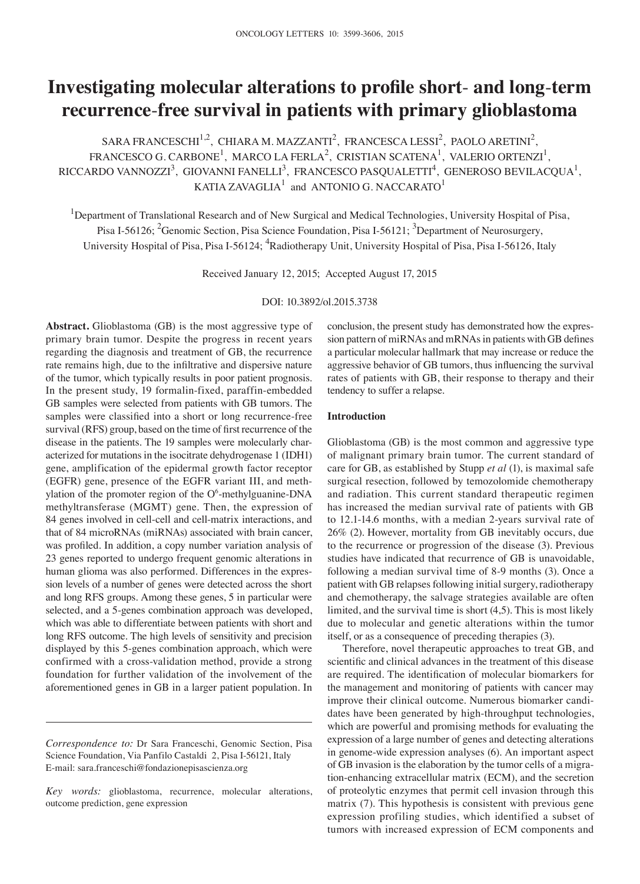# Investigating molecular alterations to profile short- and long-term recurrence-free survival in patients with primary glioblastoma

SARA FRANCESCHI[1,2], CHIARA M. MAZZANTI[2], FRANCESCA LESSI[2], PAOLO ARETINI[2], FRANCESCO G. CARBONE[1], MARCO LA FERLA[2], CRISTIAN SCATENA[1], VALERIO ORTENZI[1], RICCARDO VANNOZZI[3], GIOVANNI FANELLI[3], FRANCESCO PASQUALETTI[4], GENEROSO BEVILACQUA[1], KATIA ZAVAGLIA[1] and ANTONIO G. NACCARATO[1]

[1]Department of Translational Research and of New Surgical and Medical Technologies, University Hospital of Pisa, Pisa I-56126; [2]Genomic Section, Pisa Science Foundation, Pisa I-56121; [3]Department of Neurosurgery, University Hospital of Pisa, Pisa I-56124; [4]Radiotherapy Unit, University Hospital of Pisa, Pisa I-56126, Italy

Received January 12, 2015; Accepted August 17, 2015

DOI: 10.3892/ol.2015.3738

**Abstract.** Glioblastoma (GB) is the most aggressive type of primary brain tumor. Despite the progress in recent years regarding the diagnosis and treatment of GB, the recurrence rate remains high, due to the infiltrative and dispersive nature of the tumor, which typically results in poor patient prognosis. In the present study, 19 formalin-fixed, paraffin-embedded GB samples were selected from patients with GB tumors. The samples were classified into a short or long recurrence-free survival (RFS) group, based on the time of first recurrence of the disease in the patients. The 19 samples were molecularly characterized for mutations in the isocitrate dehydrogenase 1 (IDH1) gene, amplification of the epidermal growth factor receptor (EGFR) gene, presence of the EGFR variant III, and methylation of the promoter region of the $O^6$-methylguanine-DNA methyltransferase (MGMT) gene. Then, the expression of 84 genes involved in cell-cell and cell-matrix interactions, and that of 84 microRNAs (miRNAs) associated with brain cancer, was profiled. In addition, a copy number variation analysis of 23 genes reported to undergo frequent genomic alterations in human glioma was also performed. Differences in the expression levels of a number of genes were detected across the short and long RFS groups. Among these genes, 5 in particular were selected, and a 5-genes combination approach was developed, which was able to differentiate between patients with short and long RFS outcome. The high levels of sensitivity and precision displayed by this 5-genes combination approach, which were confirmed with a cross-validation method, provide a strong foundation for further validation of the involvement of the aforementioned genes in GB in a larger patient population. In conclusion, the present study has demonstrated how the expression pattern of miRNAs and mRNAs in patients with GB defines a particular molecular hallmark that may increase or reduce the aggressive behavior of GB tumors, thus influencing the survival rates of patients with GB, their response to therapy and their tendency to suffer a relapse.

*Correspondence to:* Dr Sara Franceschi, Genomic Section, Pisa Science Foundation, Via Panfilo Castaldi 2, Pisa I-56121, Italy
E-mail: sara.franceschi@fondazionepisascienza.org

*Key words:* glioblastoma, recurrence, molecular alterations, outcome prediction, gene expression

## Introduction

Glioblastoma (GB) is the most common and aggressive type of malignant primary brain tumor. The current standard of care for GB, as established by Stupp *et al* (1), is maximal safe surgical resection, followed by temozolomide chemotherapy and radiation. This current standard therapeutic regimen has increased the median survival rate of patients with GB to 12.1-14.6 months, with a median 2-years survival rate of 26% (2). However, mortality from GB inevitably occurs, due to the recurrence or progression of the disease (3). Previous studies have indicated that recurrence of GB is unavoidable, following a median survival time of 8-9 months (3). Once a patient with GB relapses following initial surgery, radiotherapy and chemotherapy, the salvage strategies available are often limited, and the survival time is short (4,5). This is most likely due to molecular and genetic alterations within the tumor itself, or as a consequence of preceding therapies (3).

Therefore, novel therapeutic approaches to treat GB, and scientific and clinical advances in the treatment of this disease are required. The identification of molecular biomarkers for the management and monitoring of patients with cancer may improve their clinical outcome. Numerous biomarker candidates have been generated by high-throughput technologies, which are powerful and promising methods for evaluating the expression of a large number of genes and detecting alterations in genome-wide expression analyses (6). An important aspect of GB invasion is the elaboration by the tumor cells of a migration-enhancing extracellular matrix (ECM), and the secretion of proteolytic enzymes that permit cell invasion through this matrix (7). This hypothesis is consistent with previous gene expression profiling studies, which identified a subset of tumors with increased expression of ECM components and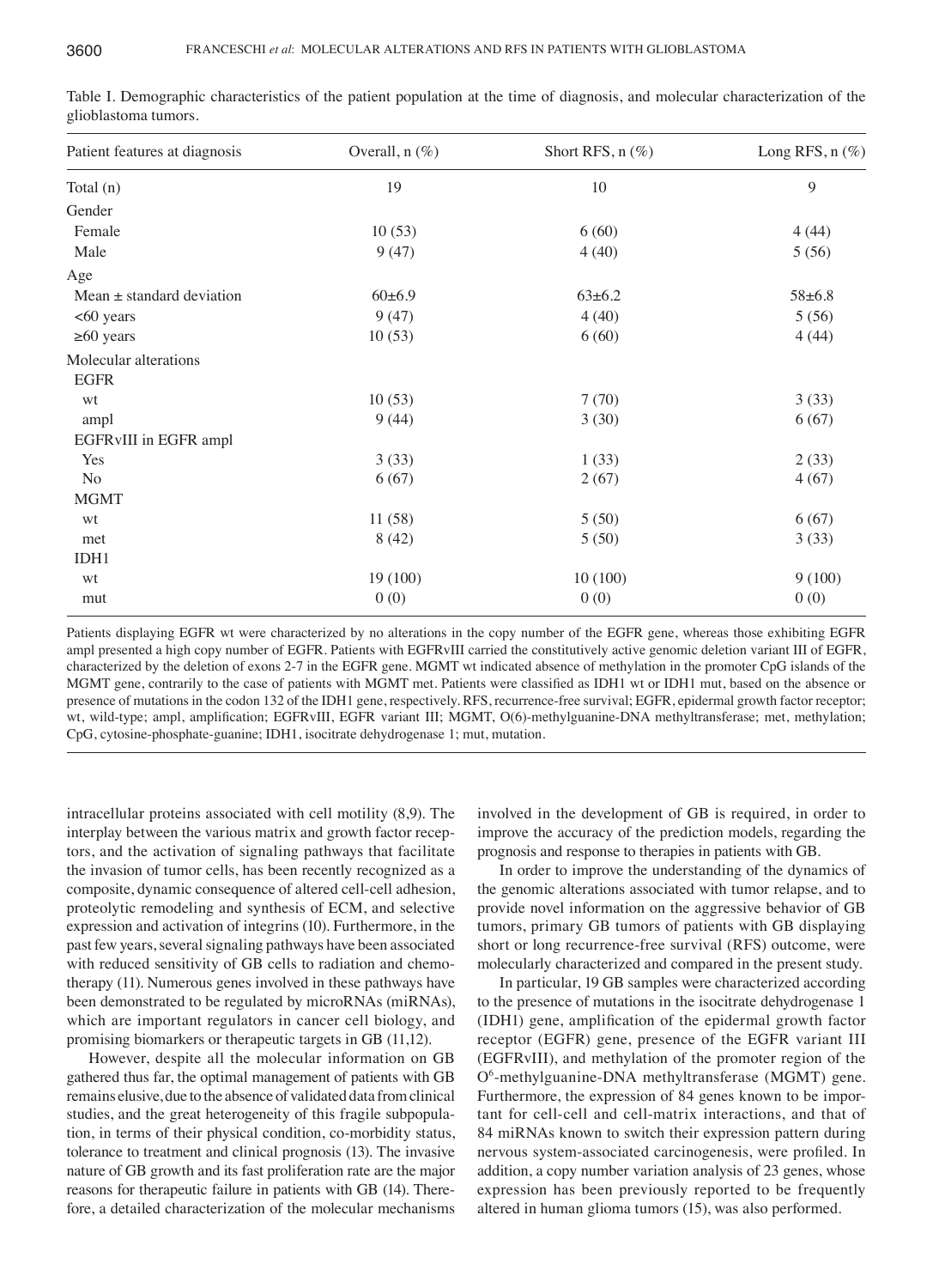Table I. Demographic characteristics of the patient population at the time of diagnosis, and molecular characterization of the glioblastoma tumors.

| Patient features at diagnosis | Overall, n (%) | Short RFS, n (%) | Long RFS, n (%) |
|---|---|---|---|
| Total (n) | 19 | 10 | 9 |
| Gender | | | |
| Female | 10 (53) | 6 (60) | 4 (44) |
| Male | 9 (47) | 4 (40) | 5 (56) |
| Age | | | |
| Mean ± standard deviation | 60±6.9 | 63±6.2 | 58±6.8 |
| <60 years | 9 (47) | 4 (40) | 5 (56) |
| ≥60 years | 10 (53) | 6 (60) | 4 (44) |
| Molecular alterations | | | |
| EGFR | | | |
| wt | 10 (53) | 7 (70) | 3 (33) |
| ampl | 9 (44) | 3 (30) | 6 (67) |
| EGFRvIII in EGFR ampl | | | |
| Yes | 3 (33) | 1 (33) | 2 (33) |
| No | 6 (67) | 2 (67) | 4 (67) |
| MGMT | | | |
| wt | 11 (58) | 5 (50) | 6 (67) |
| met | 8 (42) | 5 (50) | 3 (33) |
| IDH1 | | | |
| wt | 19 (100) | 10 (100) | 9 (100) |
| mut | 0 (0) | 0 (0) | 0 (0) |

Patients displaying EGFR wt were characterized by no alterations in the copy number of the EGFR gene, whereas those exhibiting EGFR ampl presented a high copy number of EGFR. Patients with EGFRvIII carried the constitutively active genomic deletion variant III of EGFR, characterized by the deletion of exons 2-7 in the EGFR gene. MGMT wt indicated absence of methylation in the promoter CpG islands of the MGMT gene, contrarily to the case of patients with MGMT met. Patients were classified as IDH1 wt or IDH1 mut, based on the absence or presence of mutations in the codon 132 of the IDH1 gene, respectively. RFS, recurrence-free survival; EGFR, epidermal growth factor receptor; wt, wild-type; ampl, amplification; EGFRvIII, EGFR variant III; MGMT, O(6)-methylguanine-DNA methyltransferase; met, methylation; CpG, cytosine-phosphate-guanine; IDH1, isocitrate dehydrogenase 1; mut, mutation.

intracellular proteins associated with cell motility (8,9). The interplay between the various matrix and growth factor receptors, and the activation of signaling pathways that facilitate the invasion of tumor cells, has been recently recognized as a composite, dynamic consequence of altered cell-cell adhesion, proteolytic remodeling and synthesis of ECM, and selective expression and activation of integrins (10). Furthermore, in the past few years, several signaling pathways have been associated with reduced sensitivity of GB cells to radiation and chemotherapy (11). Numerous genes involved in these pathways have been demonstrated to be regulated by microRNAs (miRNAs), which are important regulators in cancer cell biology, and promising biomarkers or therapeutic targets in GB (11,12).

However, despite all the molecular information on GB gathered thus far, the optimal management of patients with GB remains elusive, due to the absence of validated data from clinical studies, and the great heterogeneity of this fragile subpopulation, in terms of their physical condition, co-morbidity status, tolerance to treatment and clinical prognosis (13). The invasive nature of GB growth and its fast proliferation rate are the major reasons for therapeutic failure in patients with GB (14). Therefore, a detailed characterization of the molecular mechanisms involved in the development of GB is required, in order to improve the accuracy of the prediction models, regarding the prognosis and response to therapies in patients with GB.

In order to improve the understanding of the dynamics of the genomic alterations associated with tumor relapse, and to provide novel information on the aggressive behavior of GB tumors, primary GB tumors of patients with GB displaying short or long recurrence-free survival (RFS) outcome, were molecularly characterized and compared in the present study.

In particular, 19 GB samples were characterized according to the presence of mutations in the isocitrate dehydrogenase 1 (IDH1) gene, amplification of the epidermal growth factor receptor (EGFR) gene, presence of the EGFR variant III (EGFRvIII), and methylation of the promoter region of the $O^6$-methylguanine-DNA methyltransferase (MGMT) gene. Furthermore, the expression of 84 genes known to be important for cell-cell and cell-matrix interactions, and that of 84 miRNAs known to switch their expression pattern during nervous system-associated carcinogenesis, were profiled. In addition, a copy number variation analysis of 23 genes, whose expression has been previously reported to be frequently altered in human glioma tumors (15), was also performed.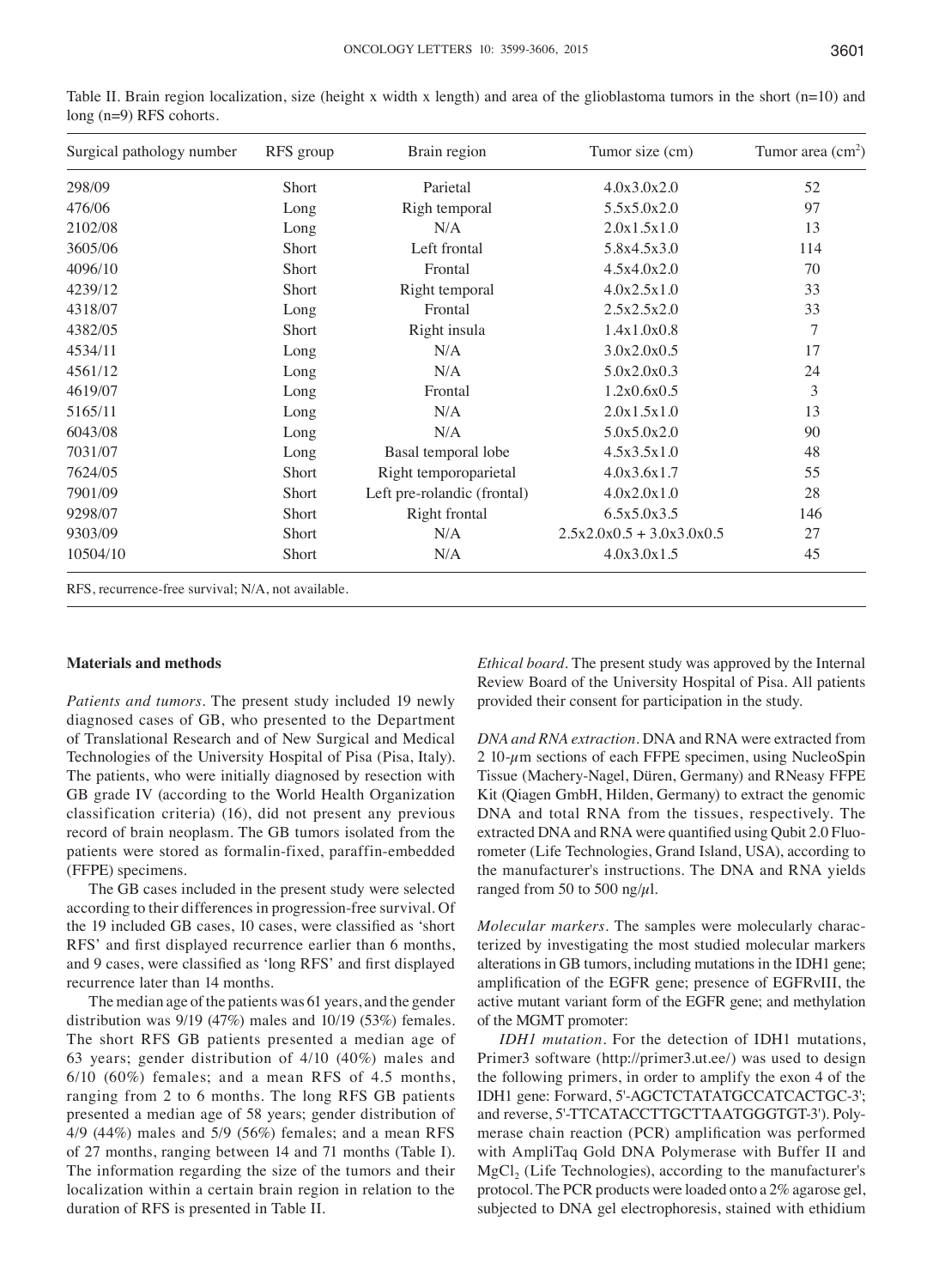Table II. Brain region localization, size (height x width x length) and area of the glioblastoma tumors in the short (n=10) and long (n=9) RFS cohorts.

| Surgical pathology number | RFS group | Brain region | Tumor size (cm) | Tumor area ($cm^2$) |
|---|---|---|---|---|
| 298/09 | Short | Parietal | 4.0x3.0x2.0 | 52 |
| 476/06 | Long | Righ temporal | 5.5x5.0x2.0 | 97 |
| 2102/08 | Long | N/A | 2.0x1.5x1.0 | 13 |
| 3605/06 | Short | Left frontal | 5.8x4.5x3.0 | 114 |
| 4096/10 | Short | Frontal | 4.5x4.0x2.0 | 70 |
| 4239/12 | Short | Right temporal | 4.0x2.5x1.0 | 33 |
| 4318/07 | Long | Frontal | 2.5x2.5x2.0 | 33 |
| 4382/05 | Short | Right insula | 1.4x1.0x0.8 | 7 |
| 4534/11 | Long | N/A | 3.0x2.0x0.5 | 17 |
| 4561/12 | Long | N/A | 5.0x2.0x0.3 | 24 |
| 4619/07 | Long | Frontal | 1.2x0.6x0.5 | 3 |
| 5165/11 | Long | N/A | 2.0x1.5x1.0 | 13 |
| 6043/08 | Long | N/A | 5.0x5.0x2.0 | 90 |
| 7031/07 | Long | Basal temporal lobe | 4.5x3.5x1.0 | 48 |
| 7624/05 | Short | Right temporoparietal | 4.0x3.6x1.7 | 55 |
| 7901/09 | Short | Left pre-rolandic (frontal) | 4.0x2.0x1.0 | 28 |
| 9298/07 | Short | Right frontal | 6.5x5.0x3.5 | 146 |
| 9303/09 | Short | N/A | 2.5x2.0x0.5 + 3.0x3.0x0.5 | 27 |
| 10504/10 | Short | N/A | 4.0x3.0x1.5 | 45 |

RFS, recurrence-free survival; N/A, not available.

## Materials and methods

*Patients and tumors.* The present study included 19 newly diagnosed cases of GB, who presented to the Department of Translational Research and of New Surgical and Medical Technologies of the University Hospital of Pisa (Pisa, Italy). The patients, who were initially diagnosed by resection with GB grade IV (according to the World Health Organization classification criteria) (16), did not present any previous record of brain neoplasm. The GB tumors isolated from the patients were stored as formalin-fixed, paraffin-embedded (FFPE) specimens.

The GB cases included in the present study were selected according to their differences in progression-free survival. Of the 19 included GB cases, 10 cases, were classified as 'short RFS' and first displayed recurrence earlier than 6 months, and 9 cases, were classified as 'long RFS' and first displayed recurrence later than 14 months.

The median age of the patients was 61 years, and the gender distribution was 9/19 (47%) males and 10/19 (53%) females. The short RFS GB patients presented a median age of 63 years; gender distribution of 4/10 (40%) males and 6/10 (60%) females; and a mean RFS of 4.5 months, ranging from 2 to 6 months. The long RFS GB patients presented a median age of 58 years; gender distribution of 4/9 (44%) males and 5/9 (56%) females; and a mean RFS of 27 months, ranging between 14 and 71 months (Table I). The information regarding the size of the tumors and their localization within a certain brain region in relation to the duration of RFS is presented in Table II.

*Ethical board.* The present study was approved by the Internal Review Board of the University Hospital of Pisa. All patients provided their consent for participation in the study.

*DNA and RNA extraction.* DNA and RNA were extracted from 2 10-$\mu$m sections of each FFPE specimen, using NucleoSpin Tissue (Machery-Nagel, Düren, Germany) and RNeasy FFPE Kit (Qiagen GmbH, Hilden, Germany) to extract the genomic DNA and total RNA from the tissues, respectively. The extracted DNA and RNA were quantified using Qubit 2.0 Fluorometer (Life Technologies, Grand Island, USA), according to the manufacturer's instructions. The DNA and RNA yields ranged from 50 to 500 ng/$\mu$l.

*Molecular markers.* The samples were molecularly characterized by investigating the most studied molecular markers alterations in GB tumors, including mutations in the IDH1 gene; amplification of the EGFR gene; presence of EGFRvIII, the active mutant variant form of the EGFR gene; and methylation of the MGMT promoter:

*IDH1 mutation.* For the detection of IDH1 mutations, Primer3 software (http://primer3.ut.ee/) was used to design the following primers, in order to amplify the exon 4 of the IDH1 gene: Forward, 5'-AGCTCTATATGCCATCACTGC-3'; and reverse, 5'-TTCATACCTTGCTTAATGGGTGT-3'). Polymerase chain reaction (PCR) amplification was performed with AmpliTaq Gold DNA Polymerase with Buffer II and $MgCl_2$ (Life Technologies), according to the manufacturer's protocol. The PCR products were loaded onto a 2% agarose gel, subjected to DNA gel electrophoresis, stained with ethidium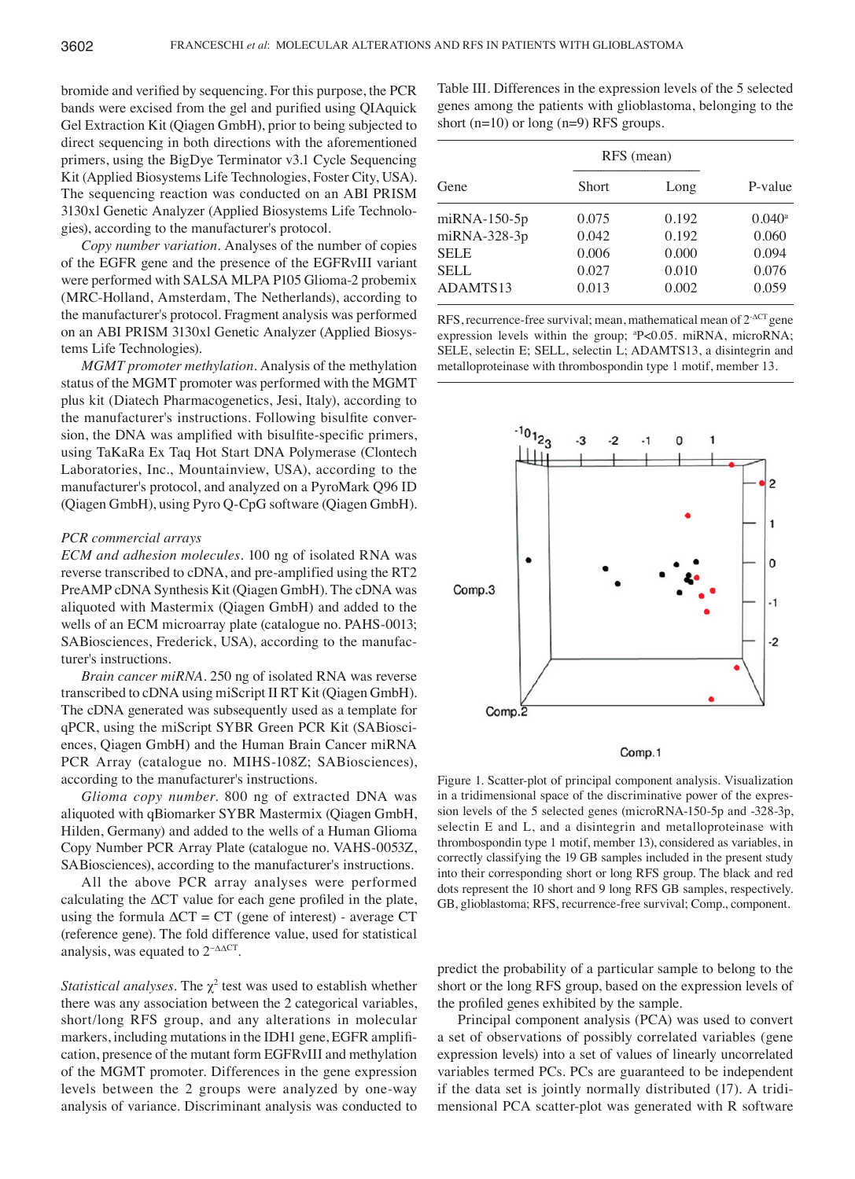bromide and verified by sequencing. For this purpose, the PCR bands were excised from the gel and purified using QIAquick Gel Extraction Kit (Qiagen GmbH), prior to being subjected to direct sequencing in both directions with the aforementioned primers, using the BigDye Terminator v3.1 Cycle Sequencing Kit (Applied Biosystems Life Technologies, Foster City, USA). The sequencing reaction was conducted on an ABI PRISM 3130xl Genetic Analyzer (Applied Biosystems Life Technologies), according to the manufacturer's protocol.

*Copy number variation*. Analyses of the number of copies of the EGFR gene and the presence of the EGFRvIII variant were performed with SALSA MLPA P105 Glioma-2 probemix (MRC-Holland, Amsterdam, The Netherlands), according to the manufacturer's protocol. Fragment analysis was performed on an ABI PRISM 3130xl Genetic Analyzer (Applied Biosystems Life Technologies).

*MGMT promoter methylation*. Analysis of the methylation status of the MGMT promoter was performed with the MGMT plus kit (Diatech Pharmacogenetics, Jesi, Italy), according to the manufacturer's instructions. Following bisulfite conversion, the DNA was amplified with bisulfite-specific primers, using TaKaRa Ex Taq Hot Start DNA Polymerase (Clontech Laboratories, Inc., Mountainview, USA), according to the manufacturer's protocol, and analyzed on a PyroMark Q96 ID (Qiagen GmbH), using Pyro Q-CpG software (Qiagen GmbH).

*PCR commercial arrays*

*ECM and adhesion molecules*. 100 ng of isolated RNA was reverse transcribed to cDNA, and pre-amplified using the RT2 PreAMP cDNA Synthesis Kit (Qiagen GmbH). The cDNA was aliquoted with Mastermix (Qiagen GmbH) and added to the wells of an ECM microarray plate (catalogue no. PAHS-0013; SABiosciences, Frederick, USA), according to the manufacturer's instructions.

*Brain cancer miRNA*. 250 ng of isolated RNA was reverse transcribed to cDNA using miScript II RT Kit (Qiagen GmbH). The cDNA generated was subsequently used as a template for qPCR, using the miScript SYBR Green PCR Kit (SABiosciences, Qiagen GmbH) and the Human Brain Cancer miRNA PCR Array (catalogue no. MIHS-108Z; SABiosciences), according to the manufacturer's instructions.

*Glioma copy number*. 800 ng of extracted DNA was aliquoted with qBiomarker SYBR Mastermix (Qiagen GmbH, Hilden, Germany) and added to the wells of a Human Glioma Copy Number PCR Array Plate (catalogue no. VAHS-0053Z, SABiosciences), according to the manufacturer's instructions.

All the above PCR array analyses were performed calculating the ΔCT value for each gene profiled in the plate, using the formula ΔCT = CT (gene of interest) - average CT (reference gene). The fold difference value, used for statistical analysis, was equated to $2^{-\Delta\Delta CT}$.

*Statistical analyses*. The $\chi^2$ test was used to establish whether there was any association between the 2 categorical variables, short/long RFS group, and any alterations in molecular markers, including mutations in the IDH1 gene, EGFR amplification, presence of the mutant form EGFRvIII and methylation of the MGMT promoter. Differences in the gene expression levels between the 2 groups were analyzed by one-way analysis of variance. Discriminant analysis was conducted to predict the probability of a particular sample to belong to the short or the long RFS group, based on the expression levels of the profiled genes exhibited by the sample.

Principal component analysis (PCA) was used to convert a set of observations of possibly correlated variables (gene expression levels) into a set of values of linearly uncorrelated variables termed PCs. PCs are guaranteed to be independent if the data set is jointly normally distributed (17). A tridimensional PCA scatter-plot was generated with R software

Table III. Differences in the expression levels of the 5 selected genes among the patients with glioblastoma, belonging to the short (n=10) or long (n=9) RFS groups.

| Gene | RFS (mean) | | P-value |
|---|---|---|---|
| | Short | Long | |
| miRNA-150-5p | 0.075 | 0.192 | 0.040[a] |
| miRNA-328-3p | 0.042 | 0.192 | 0.060 |
| SELE | 0.006 | 0.000 | 0.094 |
| SELL | 0.027 | 0.010 | 0.076 |
| ADAMTS13 | 0.013 | 0.002 | 0.059 |

RFS, recurrence-free survival; mean, mathematical mean of $2^{-\Delta CT}$ gene expression levels within the group; [a]P<0.05. miRNA, microRNA; SELE, selectin E; SELL, selectin L; ADAMTS13, a disintegrin and metalloproteinase with thrombospondin type 1 motif, member 13.

Figure 1. Scatter-plot of principal component analysis. Visualization in a tridimensional space of the discriminative power of the expression levels of the 5 selected genes (microRNA-150-5p and -328-3p, selectin E and L, and a disintegrin and metalloproteinase with thrombospondin type 1 motif, member 13), considered as variables, in correctly classifying the 19 GB samples included in the present study into their corresponding short or long RFS group. The black and red dots represent the 10 short and 9 long RFS GB samples, respectively. GB, glioblastoma; RFS, recurrence-free survival; Comp., component.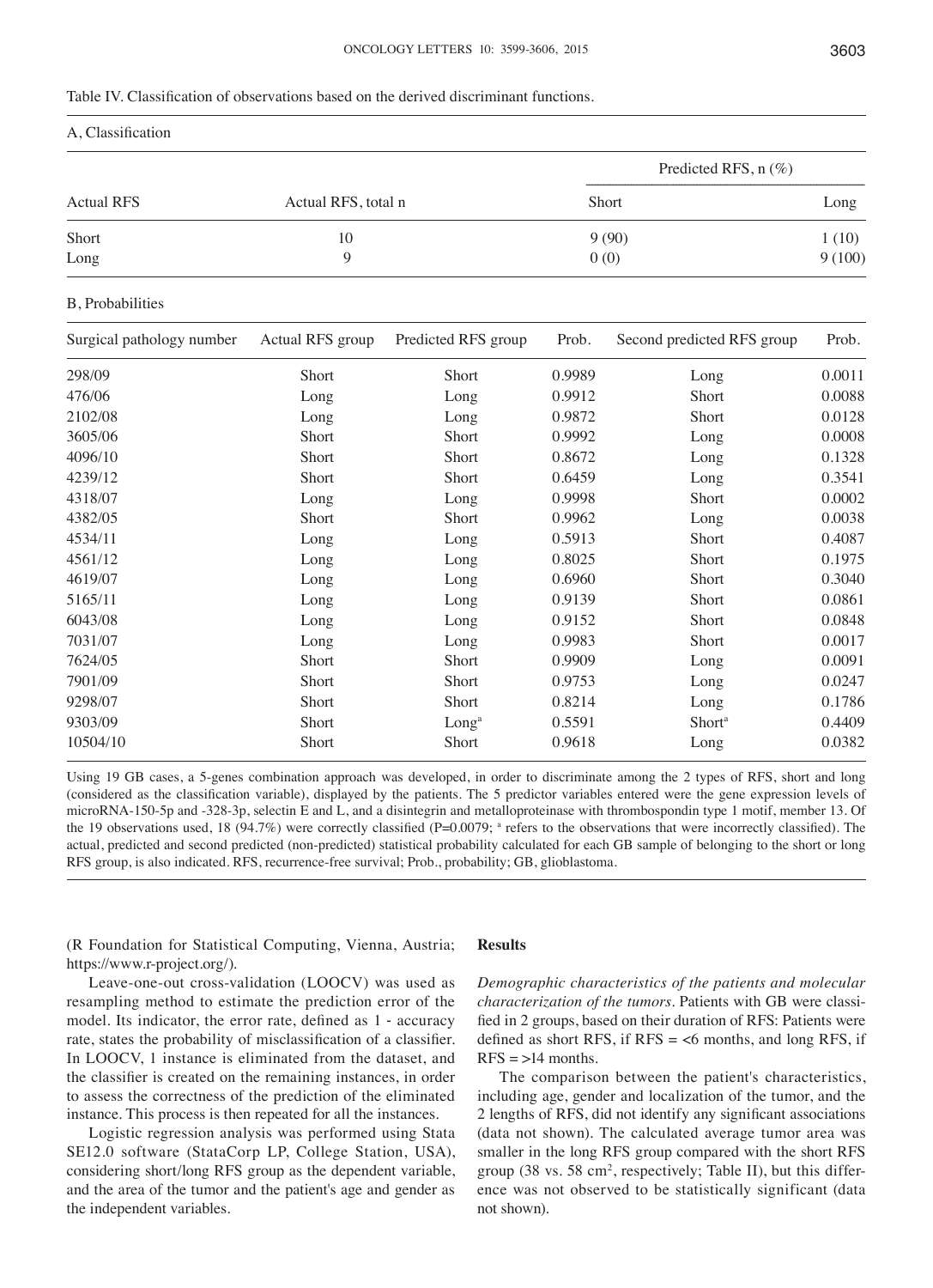Table IV. Classification of observations based on the derived discriminant functions.

A, Classification

| Actual RFS | Actual RFS, total n | Predicted RFS, n (%) | |
|---|---|---|---|
| | | Short | Long |
| Short | 10 | 9 (90) | 1 (10) |
| Long | 9 | 0 (0) | 9 (100) |

B, Probabilities

| Surgical pathology number | Actual RFS group | Predicted RFS group | Prob. | Second predicted RFS group | Prob. |
|---|---|---|---|---|---|
| 298/09 | Short | Short | 0.9989 | Long | 0.0011 |
| 476/06 | Long | Long | 0.9912 | Short | 0.0088 |
| 2102/08 | Long | Long | 0.9872 | Short | 0.0128 |
| 3605/06 | Short | Short | 0.9992 | Long | 0.0008 |
| 4096/10 | Short | Short | 0.8672 | Long | 0.1328 |
| 4239/12 | Short | Short | 0.6459 | Long | 0.3541 |
| 4318/07 | Long | Long | 0.9998 | Short | 0.0002 |
| 4382/05 | Short | Short | 0.9962 | Long | 0.0038 |
| 4534/11 | Long | Long | 0.5913 | Short | 0.4087 |
| 4561/12 | Long | Long | 0.8025 | Short | 0.1975 |
| 4619/07 | Long | Long | 0.6960 | Short | 0.3040 |
| 5165/11 | Long | Long | 0.9139 | Short | 0.0861 |
| 6043/08 | Long | Long | 0.9152 | Short | 0.0848 |
| 7031/07 | Long | Long | 0.9983 | Short | 0.0017 |
| 7624/05 | Short | Short | 0.9909 | Long | 0.0091 |
| 7901/09 | Short | Short | 0.9753 | Long | 0.0247 |
| 9298/07 | Short | Short | 0.8214 | Long | 0.1786 |
| 9303/09 | Short | Long[a] | 0.5591 | Short[a] | 0.4409 |
| 10504/10 | Short | Short | 0.9618 | Long | 0.0382 |

Using 19 GB cases, a 5-genes combination approach was developed, in order to discriminate among the 2 types of RFS, short and long (considered as the classification variable), displayed by the patients. The 5 predictor variables entered were the gene expression levels of microRNA-150-5p and -328-3p, selectin E and L, and a disintegrin and metalloproteinase with thrombospondin type 1 motif, member 13. Of the 19 observations used, 18 (94.7%) were correctly classified (P=0.0079; [a] refers to the observations that were incorrectly classified). The actual, predicted and second predicted (non-predicted) statistical probability calculated for each GB sample of belonging to the short or long RFS group, is also indicated. RFS, recurrence-free survival; Prob., probability; GB, glioblastoma.

(R Foundation for Statistical Computing, Vienna, Austria; https://www.r-project.org/).

Leave-one-out cross-validation (LOOCV) was used as resampling method to estimate the prediction error of the model. Its indicator, the error rate, defined as 1 - accuracy rate, states the probability of misclassification of a classifier. In LOOCV, 1 instance is eliminated from the dataset, and the classifier is created on the remaining instances, in order to assess the correctness of the prediction of the eliminated instance. This process is then repeated for all the instances.

Logistic regression analysis was performed using Stata SE12.0 software (StataCorp LP, College Station, USA), considering short/long RFS group as the dependent variable, and the area of the tumor and the patient's age and gender as the independent variables.

## Results

*Demographic characteristics of the patients and molecular characterization of the tumors.* Patients with GB were classified in 2 groups, based on their duration of RFS: Patients were defined as short RFS, if RFS = <6 months, and long RFS, if RFS = >14 months.

The comparison between the patient's characteristics, including age, gender and localization of the tumor, and the 2 lengths of RFS, did not identify any significant associations (data not shown). The calculated average tumor area was smaller in the long RFS group compared with the short RFS group (38 vs. 58 $cm^2$, respectively; Table II), but this difference was not observed to be statistically significant (data not shown).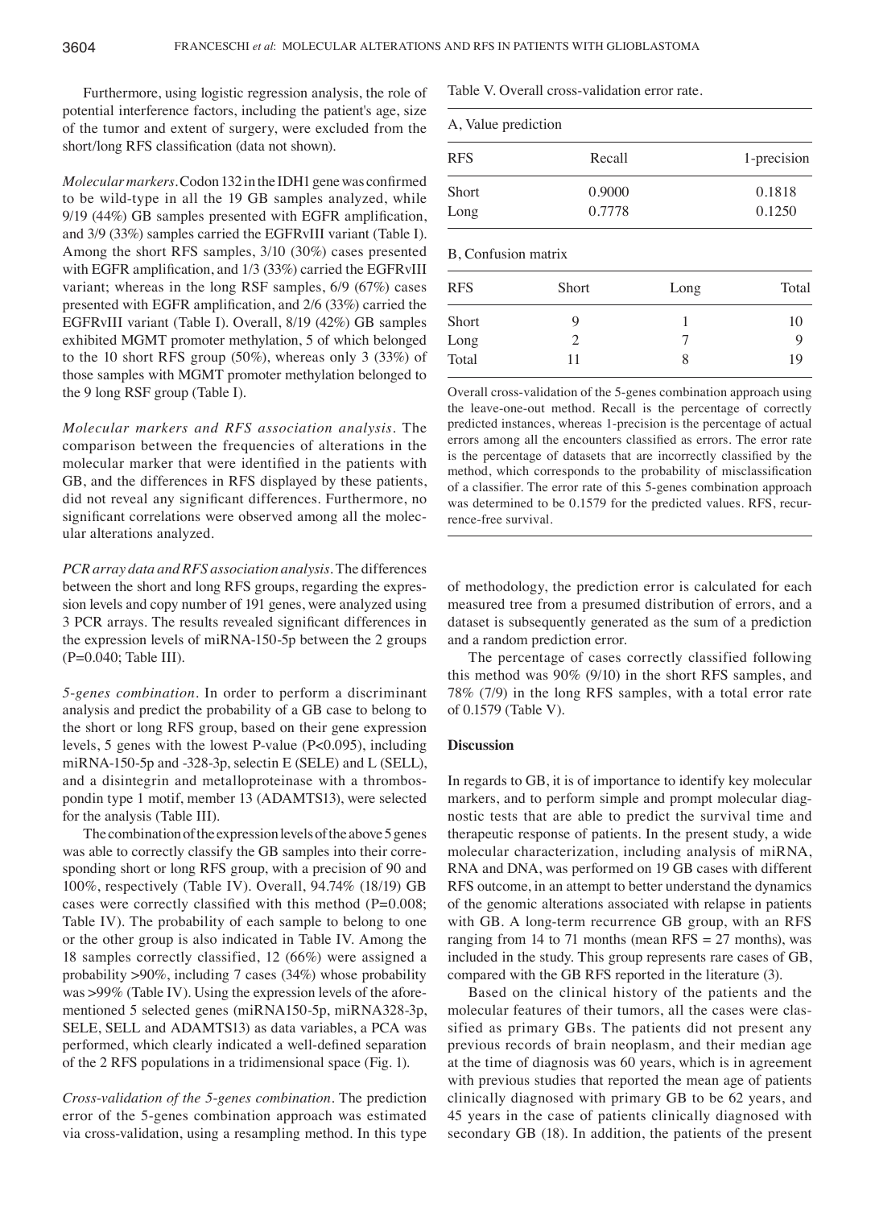Furthermore, using logistic regression analysis, the role of potential interference factors, including the patient's age, size of the tumor and extent of surgery, were excluded from the short/long RFS classification (data not shown).

*Molecular markers.* Codon 132 in the IDH1 gene was confirmed to be wild-type in all the 19 GB samples analyzed, while 9/19 (44%) GB samples presented with EGFR amplification, and 3/9 (33%) samples carried the EGFRvIII variant (Table I). Among the short RFS samples, 3/10 (30%) cases presented with EGFR amplification, and 1/3 (33%) carried the EGFRvIII variant; whereas in the long RSF samples, 6/9 (67%) cases presented with EGFR amplification, and 2/6 (33%) carried the EGFRvIII variant (Table I). Overall, 8/19 (42%) GB samples exhibited MGMT promoter methylation, 5 of which belonged to the 10 short RFS group (50%), whereas only 3 (33%) of those samples with MGMT promoter methylation belonged to the 9 long RSF group (Table I).

*Molecular markers and RFS association analysis.* The comparison between the frequencies of alterations in the molecular marker that were identified in the patients with GB, and the differences in RFS displayed by these patients, did not reveal any significant differences. Furthermore, no significant correlations were observed among all the molecular alterations analyzed.

*PCR array data and RFS association analysis.* The differences between the short and long RFS groups, regarding the expression levels and copy number of 191 genes, were analyzed using 3 PCR arrays. The results revealed significant differences in the expression levels of miRNA-150-5p between the 2 groups (P=0.040; Table III).

*5-genes combination.* In order to perform a discriminant analysis and predict the probability of a GB case to belong to the short or long RFS group, based on their gene expression levels, 5 genes with the lowest P-value (P<0.095), including miRNA-150-5p and -328-3p, selectin E (SELE) and L (SELL), and a disintegrin and metalloproteinase with a thrombospondin type 1 motif, member 13 (ADAMTS13), were selected for the analysis (Table III).

The combination of the expression levels of the above 5 genes was able to correctly classify the GB samples into their corresponding short or long RFS group, with a precision of 90 and 100%, respectively (Table IV). Overall, 94.74% (18/19) GB cases were correctly classified with this method (P=0.008; Table IV). The probability of each sample to belong to one or the other group is also indicated in Table IV. Among the 18 samples correctly classified, 12 (66%) were assigned a probability >90%, including 7 cases (34%) whose probability was >99% (Table IV). Using the expression levels of the aforementioned 5 selected genes (miRNA150-5p, miRNA328-3p, SELE, SELL and ADAMTS13) as data variables, a PCA was performed, which clearly indicated a well-defined separation of the 2 RFS populations in a tridimensional space (Fig. 1).

*Cross-validation of the 5-genes combination.* The prediction error of the 5-genes combination approach was estimated via cross-validation, using a resampling method. In this type of methodology, the prediction error is calculated for each measured tree from a presumed distribution of errors, and a dataset is subsequently generated as the sum of a prediction and a random prediction error.

Table V. Overall cross-validation error rate.

A, Value prediction

| RFS | Recall | 1-precision |
|---|---|---|
| Short | 0.9000 | 0.1818 |
| Long | 0.7778 | 0.1250 |

B, Confusion matrix

| RFS | Short | Long | Total |
|---|---|---|---|
| Short | 9 | 1 | 10 |
| Long | 2 | 7 | 9 |
| Total | 11 | 8 | 19 |

Overall cross-validation of the 5-genes combination approach using the leave-one-out method. Recall is the percentage of correctly predicted instances, whereas 1-precision is the percentage of actual errors among all the encounters classified as errors. The error rate is the percentage of datasets that are incorrectly classified by the method, which corresponds to the probability of misclassification of a classifier. The error rate of this 5-genes combination approach was determined to be 0.1579 for the predicted values. RFS, recurrence-free survival.

The percentage of cases correctly classified following this method was 90% (9/10) in the short RFS samples, and 78% (7/9) in the long RFS samples, with a total error rate of 0.1579 (Table V).

## Discussion

In regards to GB, it is of importance to identify key molecular markers, and to perform simple and prompt molecular diagnostic tests that are able to predict the survival time and therapeutic response of patients. In the present study, a wide molecular characterization, including analysis of miRNA, RNA and DNA, was performed on 19 GB cases with different RFS outcome, in an attempt to better understand the dynamics of the genomic alterations associated with relapse in patients with GB. A long-term recurrence GB group, with an RFS ranging from 14 to 71 months (mean RFS = 27 months), was included in the study. This group represents rare cases of GB, compared with the GB RFS reported in the literature (3).

Based on the clinical history of the patients and the molecular features of their tumors, all the cases were classified as primary GBs. The patients did not present any previous records of brain neoplasm, and their median age at the time of diagnosis was 60 years, which is in agreement with previous studies that reported the mean age of patients clinically diagnosed with primary GB to be 62 years, and 45 years in the case of patients clinically diagnosed with secondary GB (18). In addition, the patients of the present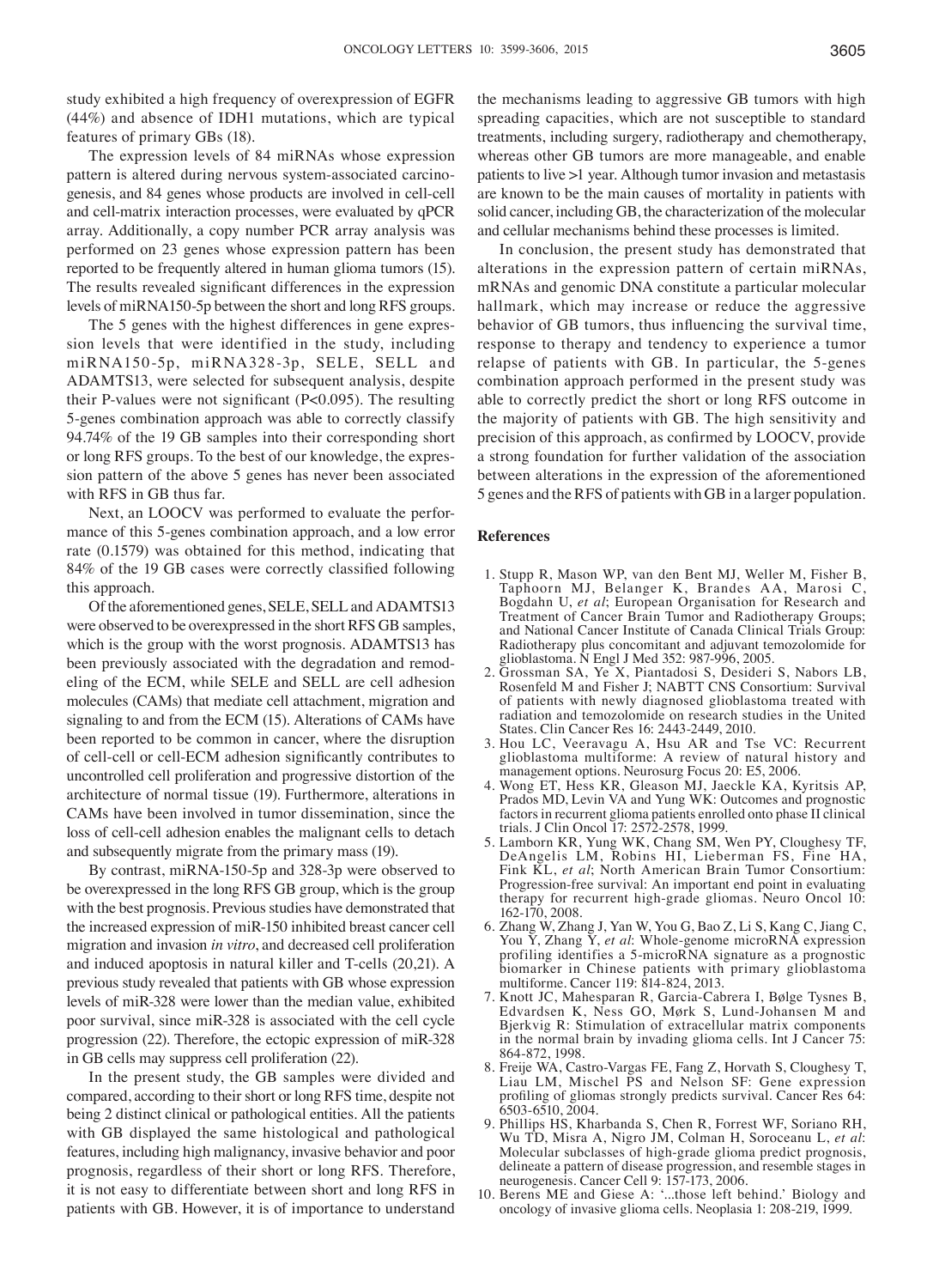study exhibited a high frequency of overexpression of EGFR (44%) and absence of IDH1 mutations, which are typical features of primary GBs (18).

The expression levels of 84 miRNAs whose expression pattern is altered during nervous system-associated carcinogenesis, and 84 genes whose products are involved in cell-cell and cell-matrix interaction processes, were evaluated by qPCR array. Additionally, a copy number PCR array analysis was performed on 23 genes whose expression pattern has been reported to be frequently altered in human glioma tumors (15). The results revealed significant differences in the expression levels of miRNA150-5p between the short and long RFS groups.

The 5 genes with the highest differences in gene expression levels that were identified in the study, including miRNA150-5p, miRNA328-3p, SELE, SELL and ADAMTS13, were selected for subsequent analysis, despite their P-values were not significant (P<0.095). The resulting 5-genes combination approach was able to correctly classify 94.74% of the 19 GB samples into their corresponding short or long RFS groups. To the best of our knowledge, the expression pattern of the above 5 genes has never been associated with RFS in GB thus far.

Next, an LOOCV was performed to evaluate the performance of this 5-genes combination approach, and a low error rate (0.1579) was obtained for this method, indicating that 84% of the 19 GB cases were correctly classified following this approach.

Of the aforementioned genes, SELE, SELL and ADAMTS13 were observed to be overexpressed in the short RFS GB samples, which is the group with the worst prognosis. ADAMTS13 has been previously associated with the degradation and remodeling of the ECM, while SELE and SELL are cell adhesion molecules (CAMs) that mediate cell attachment, migration and signaling to and from the ECM (15). Alterations of CAMs have been reported to be common in cancer, where the disruption of cell-cell or cell-ECM adhesion significantly contributes to uncontrolled cell proliferation and progressive distortion of the architecture of normal tissue (19). Furthermore, alterations in CAMs have been involved in tumor dissemination, since the loss of cell-cell adhesion enables the malignant cells to detach and subsequently migrate from the primary mass (19).

By contrast, miRNA-150-5p and 328-3p were observed to be overexpressed in the long RFS GB group, which is the group with the best prognosis. Previous studies have demonstrated that the increased expression of miR-150 inhibited breast cancer cell migration and invasion *in vitro*, and decreased cell proliferation and induced apoptosis in natural killer and T-cells (20,21). A previous study revealed that patients with GB whose expression levels of miR-328 were lower than the median value, exhibited poor survival, since miR-328 is associated with the cell cycle progression (22). Therefore, the ectopic expression of miR-328 in GB cells may suppress cell proliferation (22).

In the present study, the GB samples were divided and compared, according to their short or long RFS time, despite not being 2 distinct clinical or pathological entities. All the patients with GB displayed the same histological and pathological features, including high malignancy, invasive behavior and poor prognosis, regardless of their short or long RFS. Therefore, it is not easy to differentiate between short and long RFS in patients with GB. However, it is of importance to understand the mechanisms leading to aggressive GB tumors with high spreading capacities, which are not susceptible to standard treatments, including surgery, radiotherapy and chemotherapy, whereas other GB tumors are more manageable, and enable patients to live >1 year. Although tumor invasion and metastasis are known to be the main causes of mortality in patients with solid cancer, including GB, the characterization of the molecular and cellular mechanisms behind these processes is limited.

In conclusion, the present study has demonstrated that alterations in the expression pattern of certain miRNAs, mRNAs and genomic DNA constitute a particular molecular hallmark, which may increase or reduce the aggressive behavior of GB tumors, thus influencing the survival time, response to therapy and tendency to experience a tumor relapse of patients with GB. In particular, the 5-genes combination approach performed in the present study was able to correctly predict the short or long RFS outcome in the majority of patients with GB. The high sensitivity and precision of this approach, as confirmed by LOOCV, provide a strong foundation for further validation of the association between alterations in the expression of the aforementioned 5 genes and the RFS of patients with GB in a larger population.

## References

1. Stupp R, Mason WP, van den Bent MJ, Weller M, Fisher B, Taphoorn MJ, Belanger K, Brandes AA, Marosi C, Bogdahn U, *et al*; European Organisation for Research and Treatment of Cancer Brain Tumor and Radiotherapy Groups; and National Cancer Institute of Canada Clinical Trials Group: Radiotherapy plus concomitant and adjuvant temozolomide for glioblastoma. N Engl J Med 352: 987-996, 2005.
2. Grossman SA, Ye X, Piantadosi S, Desideri S, Nabors LB, Rosenfeld M and Fisher J; NABTT CNS Consortium: Survival of patients with newly diagnosed glioblastoma treated with radiation and temozolomide on research studies in the United States. Clin Cancer Res 16: 2443-2449, 2010.
3. Hou LC, Veeravagu A, Hsu AR and Tse VC: Recurrent glioblastoma multiforme: A review of natural history and management options. Neurosurg Focus 20: E5, 2006.
4. Wong ET, Hess KR, Gleason MJ, Jaeckle KA, Kyritsis AP, Prados MD, Levin VA and Yung WK: Outcomes and prognostic factors in recurrent glioma patients enrolled onto phase II clinical trials. J Clin Oncol 17: 2572-2578, 1999.
5. Lamborn KR, Yung WK, Chang SM, Wen PY, Cloughesy TF, DeAngelis LM, Robins HI, Lieberman FS, Fine HA, Fink KL, *et al*; North American Brain Tumor Consortium: Progression-free survival: An important end point in evaluating therapy for recurrent high-grade gliomas. Neuro Oncol 10: 162-170, 2008.
6. Zhang W, Zhang J, Yan W, You G, Bao Z, Li S, Kang C, Jiang C, You Y, Zhang Y, *et al*: Whole-genome microRNA expression profiling identifies a 5-microRNA signature as a prognostic biomarker in Chinese patients with primary glioblastoma multiforme. Cancer 119: 814-824, 2013.
7. Knott JC, Mahesparan R, Garcia-Cabrera I, Bølge Tysnes B, Edvardsen K, Ness GO, Mørk S, Lund-Johansen M and Bjerkvig R: Stimulation of extracellular matrix components in the normal brain by invading glioma cells. Int J Cancer 75: 864-872, 1998.
8. Freije WA, Castro-Vargas FE, Fang Z, Horvath S, Cloughesy T, Liau LM, Mischel PS and Nelson SF: Gene expression profiling of gliomas strongly predicts survival. Cancer Res 64: 6503-6510, 2004.
9. Phillips HS, Kharbanda S, Chen R, Forrest WF, Soriano RH, Wu TD, Misra A, Nigro JM, Colman H, Soroceanu L, *et al*: Molecular subclasses of high-grade glioma predict prognosis, delineate a pattern of disease progression, and resemble stages in neurogenesis. Cancer Cell 9: 157-173, 2006.
10. Berens ME and Giese A: '...those left behind.' Biology and oncology of invasive glioma cells. Neoplasia 1: 208-219, 1999.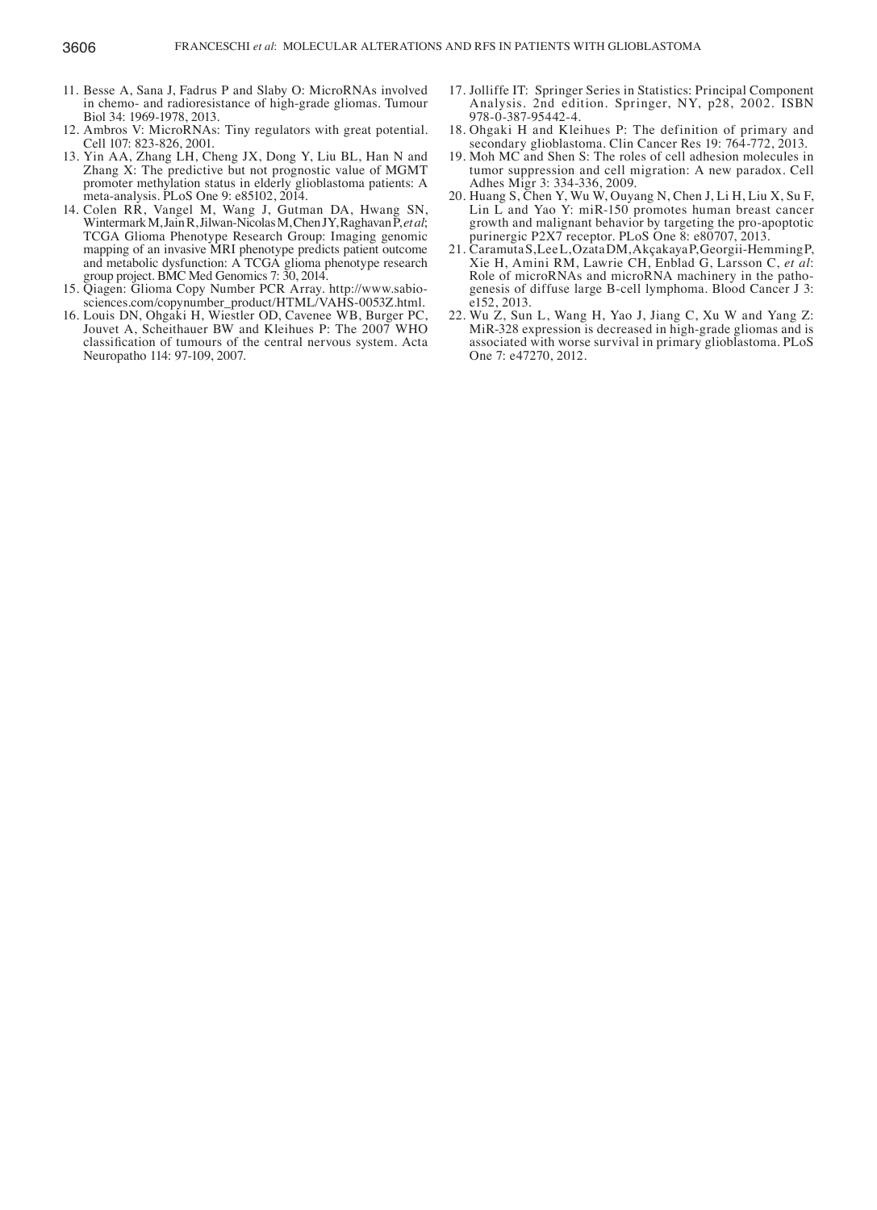11. Besse A, Sana J, Fadrus P and Slaby O: MicroRNAs involved in chemo- and radioresistance of high-grade gliomas. Tumour Biol 34: 1969-1978, 2013.
12. Ambros V: MicroRNAs: Tiny regulators with great potential. Cell 107: 823-826, 2001.
13. Yin AA, Zhang LH, Cheng JX, Dong Y, Liu BL, Han N and Zhang X: The predictive but not prognostic value of MGMT promoter methylation status in elderly glioblastoma patients: A meta-analysis. PLoS One 9: e85102, 2014.
14. Colen RR, Vangel M, Wang J, Gutman DA, Hwang SN, Wintermark M, Jain R, Jilwan-Nicolas M, Chen JY, Raghavan P, *et al*; TCGA Glioma Phenotype Research Group: Imaging genomic mapping of an invasive MRI phenotype predicts patient outcome and metabolic dysfunction: A TCGA glioma phenotype research group project. BMC Med Genomics 7: 30, 2014.
15. Qiagen: Glioma Copy Number PCR Array. http://www.sabiosciences.com/copynumber_product/HTML/VAHS-0053Z.html.
16. Louis DN, Ohgaki H, Wiestler OD, Cavenee WB, Burger PC, Jouvet A, Scheithauer BW and Kleihues P: The 2007 WHO classification of tumours of the central nervous system. Acta Neuropatho 114: 97-109, 2007.
17. Jolliffe IT: Springer Series in Statistics: Principal Component Analysis. 2nd edition. Springer, NY, p28, 2002. ISBN 978-0-387-95442-4.
18. Ohgaki H and Kleihues P: The definition of primary and secondary glioblastoma. Clin Cancer Res 19: 764-772, 2013.
19. Moh MC and Shen S: The roles of cell adhesion molecules in tumor suppression and cell migration: A new paradox. Cell Adhes Migr 3: 334-336, 2009.
20. Huang S, Chen Y, Wu W, Ouyang N, Chen J, Li H, Liu X, Su F, Lin L and Yao Y: miR-150 promotes human breast cancer growth and malignant behavior by targeting the pro-apoptotic purinergic P2X7 receptor. PLoS One 8: e80707, 2013.
21. Caramuta S, Lee L, Ozata DM, Akçakaya P, Georgii-Hemming P, Xie H, Amini RM, Lawrie CH, Enblad G, Larsson C, *et al*: Role of microRNAs and microRNA machinery in the pathogenesis of diffuse large B-cell lymphoma. Blood Cancer J 3: e152, 2013.
22. Wu Z, Sun L, Wang H, Yao J, Jiang C, Xu W and Yang Z: MiR-328 expression is decreased in high-grade gliomas and is associated with worse survival in primary glioblastoma. PLoS One 7: e47270, 2012.